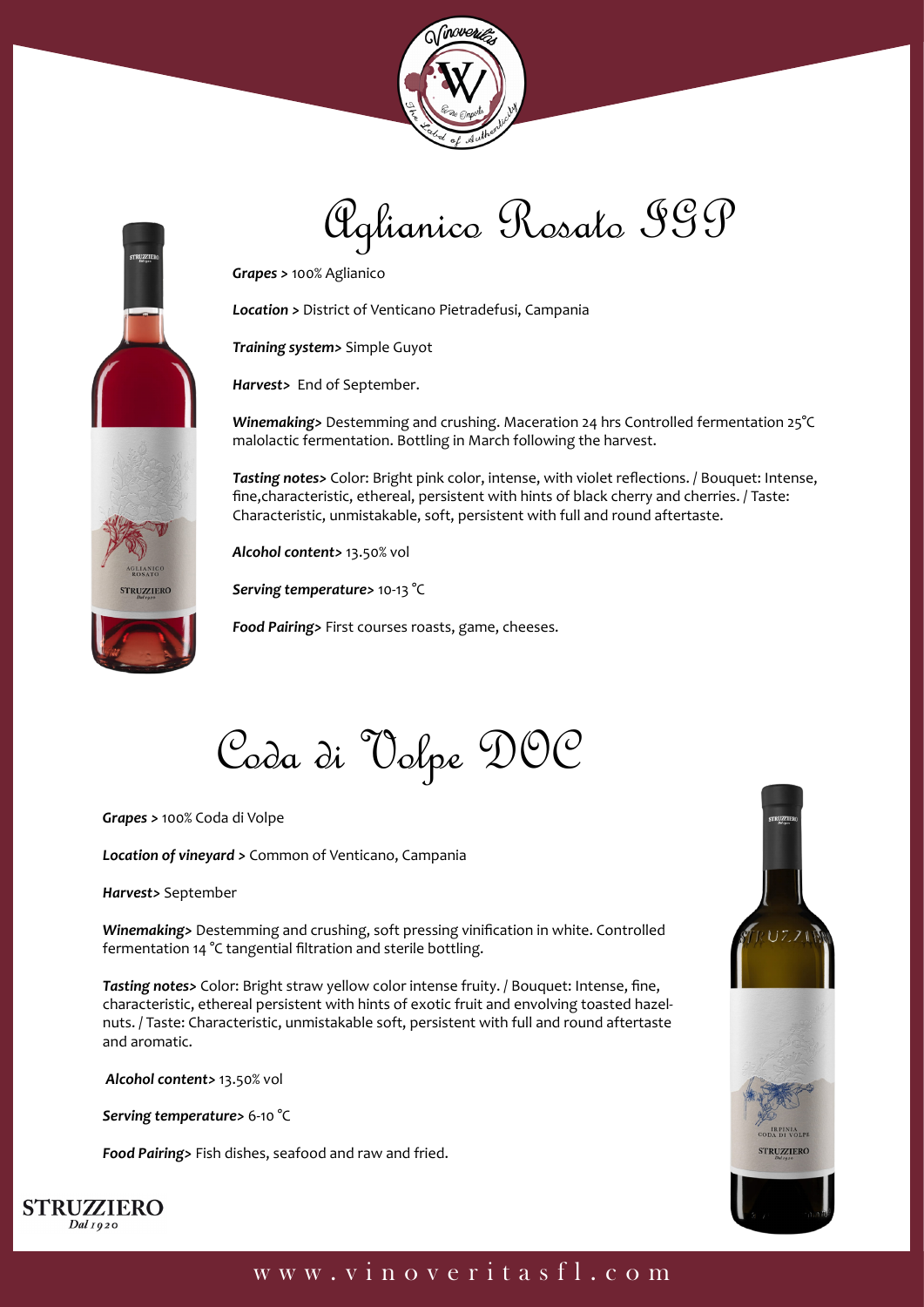# Aglianico Rosato IGP

***Grapes >*** 100% Aglianico

***Location >*** District of Venticano Pietradefusi, Campania

***Training system>*** Simple Guyot

***Harvest>*** End of September.

***Winemaking>*** Destemming and crushing. Maceration 24 hrs Controlled fermentation 25°C malolactic fermentation. Bottling in March following the harvest.

***Tasting notes>*** Color: Bright pink color, intense, with violet reflections. / Bouquet: Intense, fine,characteristic, ethereal, persistent with hints of black cherry and cherries. / Taste: Characteristic, unmistakable, soft, persistent with full and round aftertaste.

***Alcohol content>*** 13.50% vol

***Serving temperature>*** 10-13 °C

***Food Pairing>*** First courses roasts, game, cheeses.

# Coda di Volpe DOC

***Grapes >*** 100% Coda di Volpe

***Location of vineyard >*** Common of Venticano, Campania

***Harvest>*** September

***Winemaking>*** Destemming and crushing, soft pressing vinification in white. Controlled fermentation 14 °C tangential filtration and sterile bottling.

***Tasting notes>*** Color: Bright straw yellow color intense fruity. / Bouquet: Intense, fine, characteristic, ethereal persistent with hints of exotic fruit and envolving toasted hazel-nuts. / Taste: Characteristic, unmistakable soft, persistent with full and round aftertaste and aromatic.

***Alcohol content>*** 13.50% vol

***Serving temperature>*** 6-10 °C

***Food Pairing>*** Fish dishes, seafood and raw and fried.

STRUZZIERO
*Dal 1920*

www.vinoveritasfl.com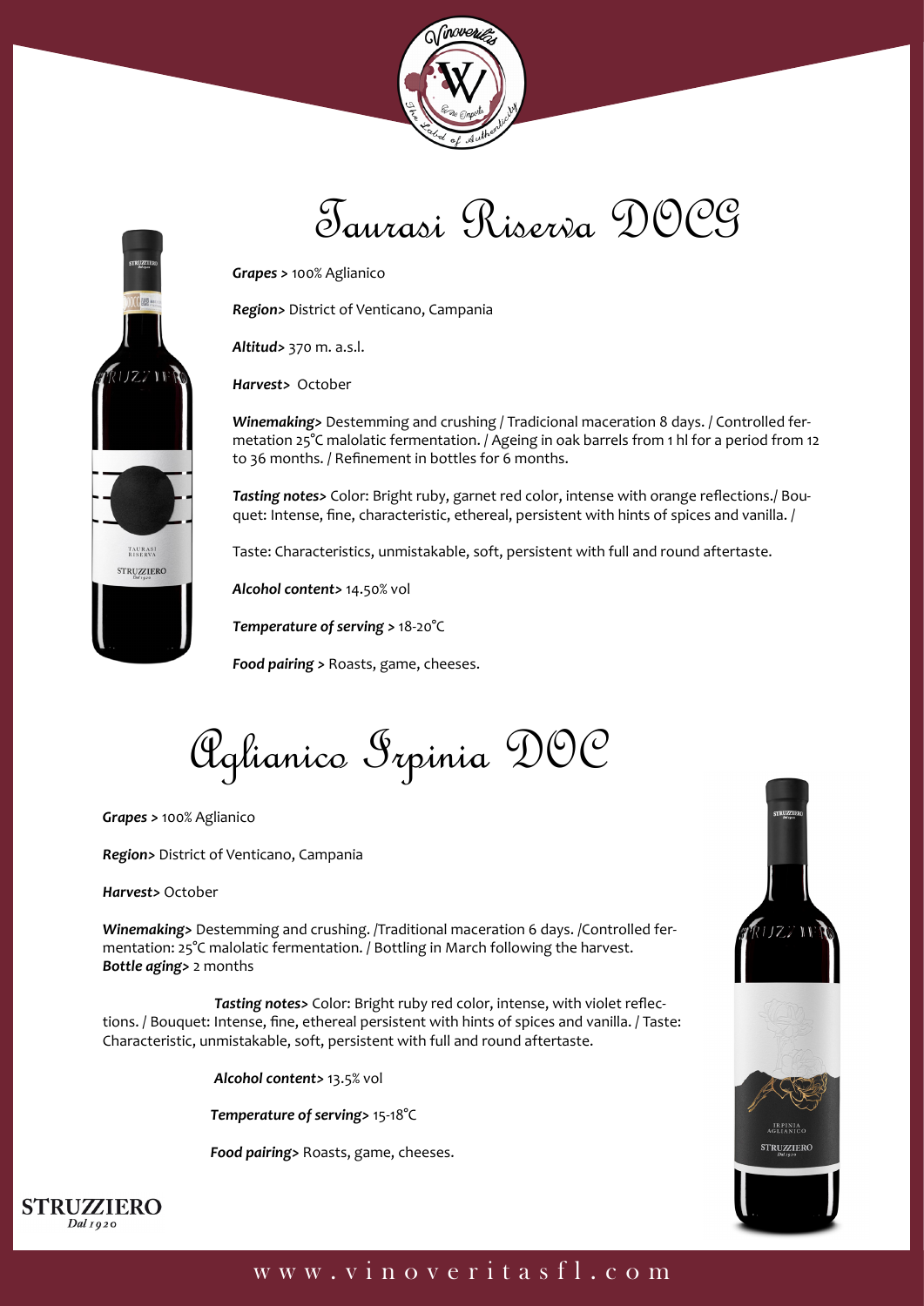# Taurasi Riserva DOCG

***Grapes >*** 100% Aglianico

***Region>*** District of Venticano, Campania

***Altitud>*** 370 m. a.s.l.

***Harvest>*** October

***Winemaking>*** Destemming and crushing / Tradicional maceration 8 days. / Controlled fermetation 25°C malolatic fermentation. / Ageing in oak barrels from 1 hl for a period from 12 to 36 months. / Refinement in bottles for 6 months.

***Tasting notes>*** Color: Bright ruby, garnet red color, intense with orange reflections./ Bouquet: Intense, fine, characteristic, ethereal, persistent with hints of spices and vanilla. /

Taste: Characteristics, unmistakable, soft, persistent with full and round aftertaste.

***Alcohol content>*** 14.50% vol

***Temperature of serving >*** 18-20°C

***Food pairing >*** Roasts, game, cheeses.

# Aglianico Irpinia DOC

***Grapes >*** 100% Aglianico

***Region>*** District of Venticano, Campania

***Harvest>*** October

***Winemaking>*** Destemming and crushing. /Traditional maceration 6 days. /Controlled fermentation: 25°C malolatic fermentation. / Bottling in March following the harvest.
***Bottle aging>*** 2 months

***Tasting notes>*** Color: Bright ruby red color, intense, with violet reflections. / Bouquet: Intense, fine, ethereal persistent with hints of spices and vanilla. / Taste: Characteristic, unmistakable, soft, persistent with full and round aftertaste.

***Alcohol content>*** 13.5% vol

***Temperature of serving>*** 15-18°C

***Food pairing>*** Roasts, game, cheeses.

STRUZZIERO
*Dal 1920*

www.vinoveritasfl.com